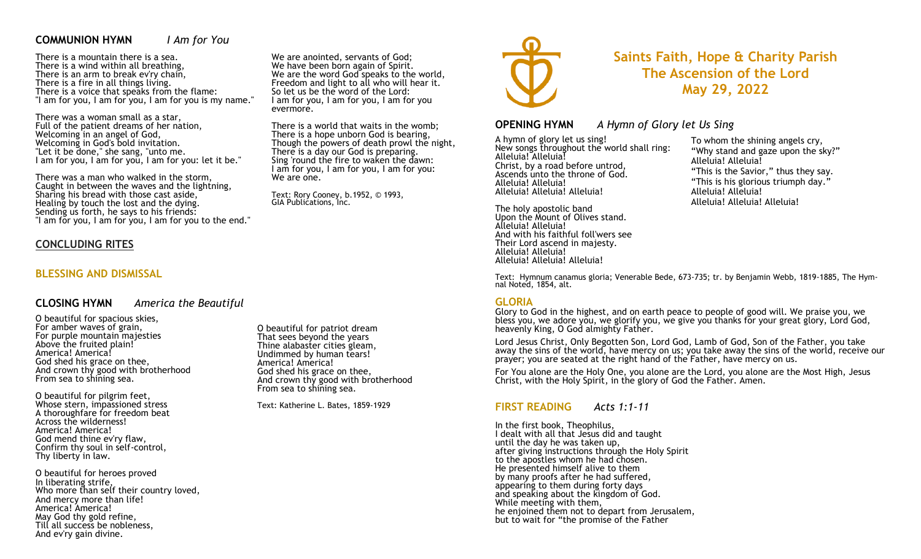# Saints Faith, Hope & Charity Parish
## The Ascension of the Lord
## May 29, 2022

### OPENING HYMN *A Hymn of Glory let Us Sing*

A hymn of glory let us sing!
New songs throughout the world shall ring:
Alleluia! Alleluia!
Christ, by a road before untrod,
Ascends unto the throne of God.
Alleluia! Alleluia!
Alleluia! Alleluia! Alleluia!

The holy apostolic band
Upon the Mount of Olives stand.
Alleluia! Alleluia!
And with his faithful foll'wers see
Their Lord ascend in majesty.
Alleluia! Alleluia!
Alleluia! Alleluia! Alleluia!

To whom the shining angels cry,
"Why stand and gaze upon the sky?"
Alleluia! Alleluia!
"This is the Savior," thus they say.
"This is his glorious triumph day."
Alleluia! Alleluia!
Alleluia! Alleluia! Alleluia!

Text: Hymnum canamus gloria; Venerable Bede, 673-735; tr. by Benjamin Webb, 1819-1885, The Hymnal Noted, 1854, alt.

### GLORIA

Glory to God in the highest, and on earth peace to people of good will. We praise you, we bless you, we adore you, we glorify you, we give you thanks for your great glory, Lord God, heavenly King, O God almighty Father.

Lord Jesus Christ, Only Begotten Son, Lord God, Lamb of God, Son of the Father, you take away the sins of the world, have mercy on us; you take away the sins of the world, receive our prayer; you are seated at the right hand of the Father, have mercy on us.

For You alone are the Holy One, you alone are the Lord, you alone are the Most High, Jesus Christ, with the Holy Spirit, in the glory of God the Father. Amen.

### FIRST READING *Acts 1:1-11*

In the first book, Theophilus,
I dealt with all that Jesus did and taught
until the day he was taken up,
after giving instructions through the Holy Spirit
to the apostles whom he had chosen.
He presented himself alive to them
by many proofs after he had suffered,
appearing to them during forty days
and speaking about the kingdom of God.
While meeting with them,
he enjoined them not to depart from Jerusalem,
but to wait for "the promise of the Father

### COMMUNION HYMN *I Am for You*

There is a mountain there is a sea.
There is a wind within all breathing,
There is an arm to break ev'ry chain,
There is a fire in all things living.
There is a voice that speaks from the flame:
"I am for you, I am for you, I am for you is my name."

There was a woman small as a star,
Full of the patient dreams of her nation,
Welcoming in an angel of God,
Welcoming in God's bold invitation.
"Let it be done," she sang, "unto me.
I am for you, I am for you, I am for you: let it be."

There was a man who walked in the storm,
Caught in between the waves and the lightning,
Sharing his bread with those cast aside,
Healing by touch the lost and the dying.
Sending us forth, he says to his friends:
"I am for you, I am for you, I am for you to the end."

We are anointed, servants of God;
We have been born again of Spirit.
We are the word God speaks to the world,
Freedom and light to all who will hear it.
So let us be the word of the Lord:
I am for you, I am for you, I am for you
evermore.

There is a world that waits in the womb;
There is a hope unborn God is bearing,
Though the powers of death prowl the night,
There is a day our God is preparing.
Sing 'round the fire to waken the dawn:
I am for you, I am for you, I am for you:
We are one.

Text: Rory Cooney, b.1952, © 1993, GIA Publications, Inc.

## CONCLUDING RITES

### BLESSING AND DISMISSAL

### CLOSING HYMN *America the Beautiful*

O beautiful for spacious skies,
For amber waves of grain,
For purple mountain majesties
Above the fruited plain!
America! America!
God shed his grace on thee,
And crown thy good with brotherhood
From sea to shining sea.

O beautiful for pilgrim feet,
Whose stern, impassioned stress
A thoroughfare for freedom beat
Across the wilderness!
America! America!
God mend thine ev'ry flaw,
Confirm thy soul in self-control,
Thy liberty in law.

O beautiful for heroes proved
In liberating strife,
Who more than self their country loved,
And mercy more than life!
America! America!
May God thy gold refine,
Till all success be nobleness,
And ev'ry gain divine.

O beautiful for patriot dream
That sees beyond the years
Thine alabaster cities gleam,
Undimmed by human tears!
America! America!
God shed his grace on thee,
And crown thy good with brotherhood
From sea to shining sea.

Text: Katherine L. Bates, 1859-1929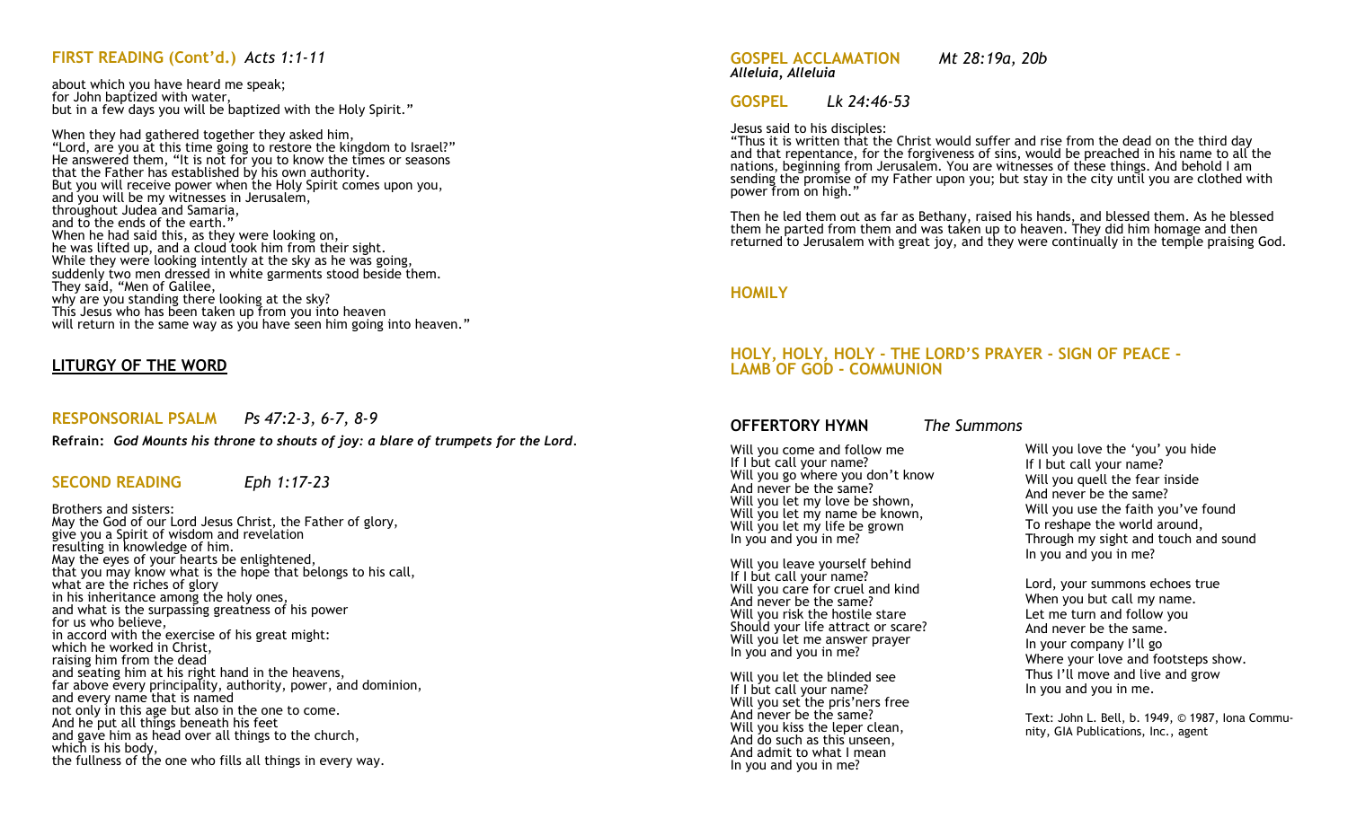## FIRST READING (Cont'd.) *Acts 1:1-11*

about which you have heard me speak;
for John baptized with water,
but in a few days you will be baptized with the Holy Spirit."

When they had gathered together they asked him,
"Lord, are you at this time going to restore the kingdom to Israel?"
He answered them, "It is not for you to know the times or seasons
that the Father has established by his own authority.
But you will receive power when the Holy Spirit comes upon you,
and you will be my witnesses in Jerusalem,
throughout Judea and Samaria,
and to the ends of the earth."
When he had said this, as they were looking on,
he was lifted up, and a cloud took him from their sight.
While they were looking intently at the sky as he was going,
suddenly two men dressed in white garments stood beside them.
They said, "Men of Galilee,
why are you standing there looking at the sky?
This Jesus who has been taken up from you into heaven
will return in the same way as you have seen him going into heaven."

## LITURGY OF THE WORD

### RESPONSORIAL PSALM *Ps 47:2-3, 6-7, 8-9*

**Refrain:** ***God Mounts his throne to shouts of joy: a blare of trumpets for the Lord.***

### SECOND READING *Eph 1:17-23*

Brothers and sisters:
May the God of our Lord Jesus Christ, the Father of glory,
give you a Spirit of wisdom and revelation
resulting in knowledge of him.
May the eyes of your hearts be enlightened,
that you may know what is the hope that belongs to his call,
what are the riches of glory
in his inheritance among the holy ones,
and what is the surpassing greatness of his power
for us who believe,
in accord with the exercise of his great might:
which he worked in Christ,
raising him from the dead
and seating him at his right hand in the heavens,
far above every principality, authority, power, and dominion,
and every name that is named
not only in this age but also in the one to come.
And he put all things beneath his feet
and gave him as head over all things to the church,
which is his body,
the fullness of the one who fills all things in every way.

### GOSPEL ACCLAMATION *Mt 28:19a, 20b*

*Alleluia, Alleluia*

### GOSPEL *Lk 24:46-53*

Jesus said to his disciples:
"Thus it is written that the Christ would suffer and rise from the dead on the third day and that repentance, for the forgiveness of sins, would be preached in his name to all the nations, beginning from Jerusalem. You are witnesses of these things. And behold I am sending the promise of my Father upon you; but stay in the city until you are clothed with power from on high."

Then he led them out as far as Bethany, raised his hands, and blessed them. As he blessed them he parted from them and was taken up to heaven. They did him homage and then returned to Jerusalem with great joy, and they were continually in the temple praising God.

### HOMILY

### HOLY, HOLY, HOLY - THE LORD'S PRAYER - SIGN OF PEACE - LAMB OF GOD - COMMUNION

### OFFERTORY HYMN *The Summons*

Will you come and follow me
If I but call your name?
Will you go where you don't know
And never be the same?
Will you let my love be shown,
Will you let my name be known,
Will you let my life be grown
In you and you in me?

Will you leave yourself behind
If I but call your name?
Will you care for cruel and kind
And never be the same?
Will you risk the hostile stare
Should your life attract or scare?
Will you let me answer prayer
In you and you in me?

Will you let the blinded see
If I but call your name?
Will you set the pris'ners free
And never be the same?
Will you kiss the leper clean,
And do such as this unseen,
And admit to what I mean
In you and you in me?

Will you love the 'you' you hide
If I but call your name?
Will you quell the fear inside
And never be the same?
Will you use the faith you've found
To reshape the world around,
Through my sight and touch and sound
In you and you in me?

Lord, your summons echoes true
When you but call my name.
Let me turn and follow you
And never be the same.
In your company I'll go
Where your love and footsteps show.
Thus I'll move and live and grow
In you and you in me.

Text: John L. Bell, b. 1949, © 1987, Iona Community, GIA Publications, Inc., agent